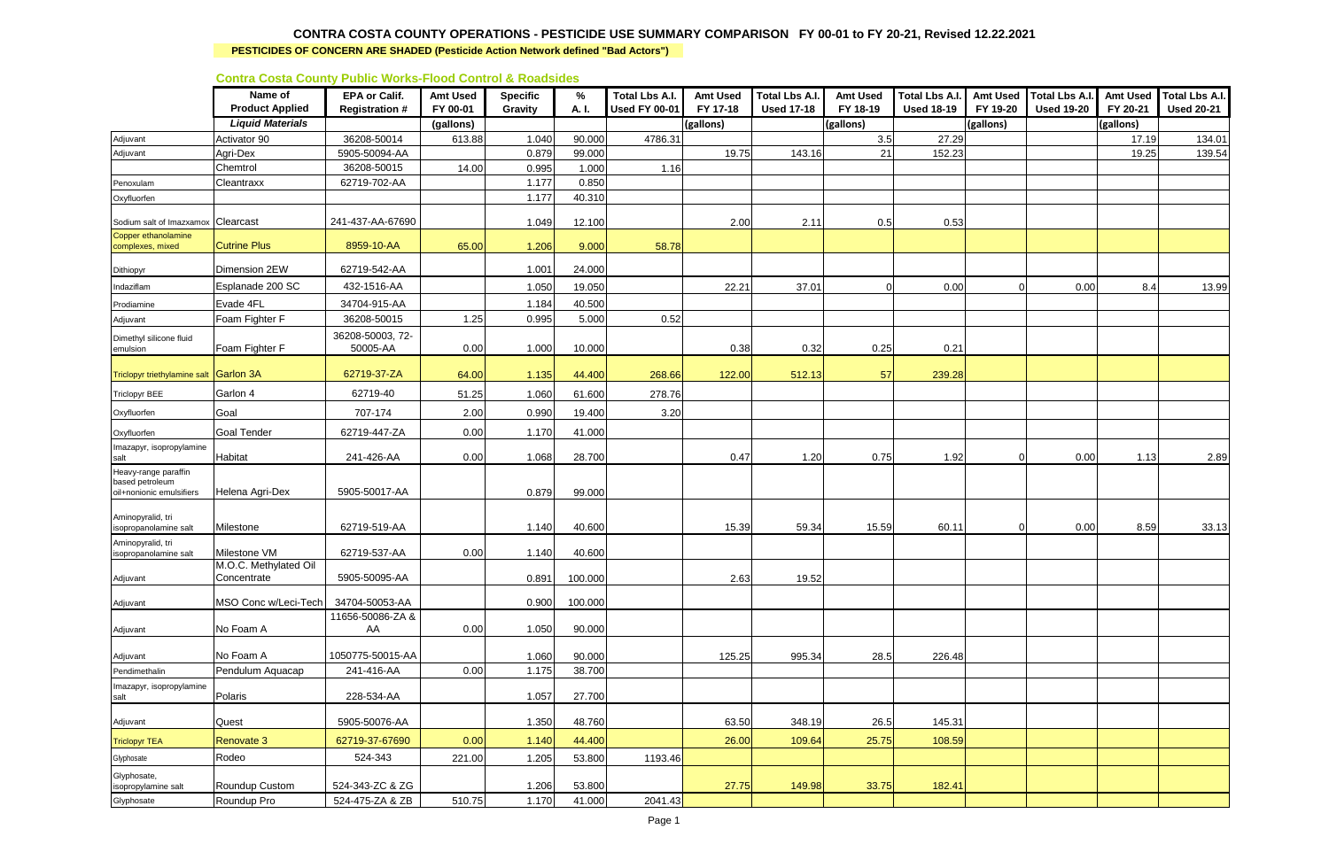# CONTRA COSTA COUNTY OPERATIONS - PESTICIDE USE SUMMARY COMPARISON FY 00-01 to FY 20-21, Revised 12.22.2021

**PESTICIDES OF CONCERN ARE SHADED (Pesticide Action Network defined "Bad Actors")**

## Contra Costa County Public Works-Flood Control & Roadsides

| | Name of Product Applied | EPA or Calif. Registration # | Amt Used FY 00-01 | Specific Gravity | % A. I. | Total Lbs A.I. Used FY 00-01 | Amt Used FY 17-18 | Total Lbs A.I. Used 17-18 | Amt Used FY 18-19 | Total Lbs A.I. Used 18-19 | Amt Used FY 19-20 | Total Lbs A.I. Used 19-20 | Amt Used FY 20-21 | Total Lbs A.I. Used 20-21 |
|---|---|---|---|---|---|---|---|---|---|---|---|---|---|---|
| | *Liquid Materials* | | (gallons) | | | | (gallons) | | (gallons) | | (gallons) | | (gallons) | |
| Adjuvant | Activator 90 | 36208-50014 | 613.88 | 1.040 | 90.000 | 4786.31 | | | 3.5 | 27.29 | | | 17.19 | 134.01 |
| Adjuvant | Agri-Dex | 5905-50094-AA | | 0.879 | 99.000 | | 19.75 | 143.16 | 21 | 152.23 | | | 19.25 | 139.54 |
| | Chemtrol | 36208-50015 | 14.00 | 0.995 | 1.000 | 1.16 | | | | | | | | |
| Penoxulam | Cleantraxx | 62719-702-AA | | 1.177 | 0.850 | | | | | | | | | |
| Oxyfluorfen | | | | 1.177 | 40.310 | | | | | | | | | |
| Sodium salt of Imazxamox | Clearcast | 241-437-AA-67690 | | 1.049 | 12.100 | | 2.00 | 2.11 | 0.5 | 0.53 | | | | |
| Copper ethanolamine complexes, mixed | Cutrine Plus | 8959-10-AA | 65.00 | 1.206 | 9.000 | 58.78 | | | | | | | | |
| Dithiopyr | Dimension 2EW | 62719-542-AA | | 1.001 | 24.000 | | | | | | | | | |
| Indaziflam | Esplanade 200 SC | 432-1516-AA | | 1.050 | 19.050 | | 22.21 | 37.01 | 0 | 0.00 | 0 | 0.00 | 8.4 | 13.99 |
| Prodiamine | Evade 4FL | 34704-915-AA | | 1.184 | 40.500 | | | | | | | | | |
| Adjuvant | Foam Fighter F | 36208-50015 | 1.25 | 0.995 | 5.000 | 0.52 | | | | | | | | |
| Dimethyl silicone fluid emulsion | Foam Fighter F | 36208-50003, 72-50005-AA | 0.00 | 1.000 | 10.000 | | 0.38 | 0.32 | 0.25 | 0.21 | | | | |
| Triclopyr triethylamine salt | Garlon 3A | 62719-37-ZA | 64.00 | 1.135 | 44.400 | 268.66 | 122.00 | 512.13 | 57 | 239.28 | | | | |
| Triclopyr BEE | Garlon 4 | 62719-40 | 51.25 | 1.060 | 61.600 | 278.76 | | | | | | | | |
| Oxyfluorfen | Goal | 707-174 | 2.00 | 0.990 | 19.400 | 3.20 | | | | | | | | |
| Oxyfluorfen | Goal Tender | 62719-447-ZA | 0.00 | 1.170 | 41.000 | | | | | | | | | |
| Imazapyr, isopropylamine salt | Habitat | 241-426-AA | 0.00 | 1.068 | 28.700 | | 0.47 | 1.20 | 0.75 | 1.92 | 0 | 0.00 | 1.13 | 2.89 |
| Heavy-range paraffin based petroleum oil+nonionic emulsifiers | Helena Agri-Dex | 5905-50017-AA | | 0.879 | 99.000 | | | | | | | | | |
| Aminopyralid, tri isopropanolamine salt | Milestone | 62719-519-AA | | 1.140 | 40.600 | | 15.39 | 59.34 | 15.59 | 60.11 | 0 | 0.00 | 8.59 | 33.13 |
| Aminopyralid, tri isopropanolamine salt | Milestone VM | 62719-537-AA | 0.00 | 1.140 | 40.600 | | | | | | | | | |
| Adjuvant | M.O.C. Methylated Oil Concentrate | 5905-50095-AA | | 0.891 | 100.000 | | 2.63 | 19.52 | | | | | | |
| Adjuvant | MSO Conc w/Leci-Tech | 34704-50053-AA | | 0.900 | 100.000 | | | | | | | | | |
| Adjuvant | No Foam A | 11656-50086-ZA & AA | 0.00 | 1.050 | 90.000 | | | | | | | | | |
| Adjuvant | No Foam A | 1050775-50015-AA | | 1.060 | 90.000 | | 125.25 | 995.34 | 28.5 | 226.48 | | | | |
| Pendimethalin | Pendulum Aquacap | 241-416-AA | 0.00 | 1.175 | 38.700 | | | | | | | | | |
| Imazapyr, isopropylamine salt | Polaris | 228-534-AA | | 1.057 | 27.700 | | | | | | | | | |
| Adjuvant | Quest | 5905-50076-AA | | 1.350 | 48.760 | | 63.50 | 348.19 | 26.5 | 145.31 | | | | |
| Triclopyr TEA | Renovate 3 | 62719-37-67690 | 0.00 | 1.140 | 44.400 | | 26.00 | 109.64 | 25.75 | 108.59 | | | | |
| Glyphosate | Rodeo | 524-343 | 221.00 | 1.205 | 53.800 | 1193.46 | | | | | | | | |
| Glyphosate, isopropylamine salt | Roundup Custom | 524-343-ZC & ZG | | 1.206 | 53.800 | | 27.75 | 149.98 | 33.75 | 182.41 | | | | |
| Glyphosate | Roundup Pro | 524-475-ZA & ZB | 510.75 | 1.170 | 41.000 | 2041.43 | | | | | | | | |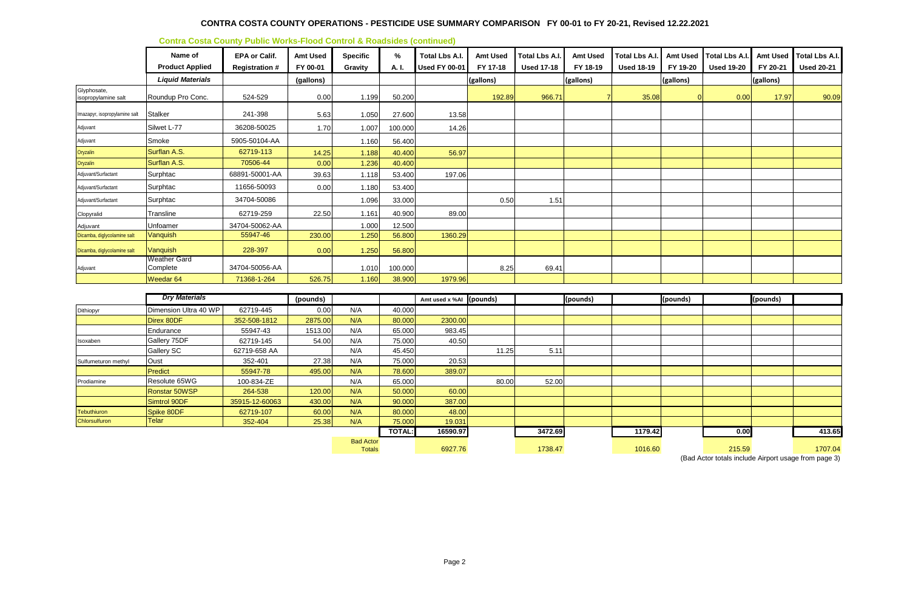# CONTRA COSTA COUNTY OPERATIONS - PESTICIDE USE SUMMARY COMPARISON FY 00-01 to FY 20-21, Revised 12.22.2021

**Contra Costa County Public Works-Flood Control & Roadsides (continued)**

| | Name of Product Applied | EPA or Calif. Registration # | Amt Used FY 00-01 | Specific Gravity | % A. I. | Total Lbs A.I. Used FY 00-01 | Amt Used FY 17-18 | Total Lbs A.I. Used 17-18 | Amt Used FY 18-19 | Total Lbs A.I. Used 18-19 | Amt Used FY 19-20 | Total Lbs A.I. Used 19-20 | Amt Used FY 20-21 | Total Lbs A.I. Used 20-21 |
|---|---|---|---|---|---|---|---|---|---|---|---|---|---|---|
| | *Liquid Materials* | | (gallons) | | | | (gallons) | | (gallons) | | (gallons) | | (gallons) | |
| Glyphosate, isopropylamine salt | Roundup Pro Conc. | 524-529 | 0.00 | 1.199 | 50.200 | | 192.89 | 966.71 | 7 | 35.08 | 0 | 0.00 | 17.97 | 90.09 |
| Imazapyr, isopropylamine salt | Stalker | 241-398 | 5.63 | 1.050 | 27.600 | 13.58 | | | | | | | | |
| Adjuvant | Silwet L-77 | 36208-50025 | 1.70 | 1.007 | 100.000 | 14.26 | | | | | | | | |
| Adjuvant | Smoke | 5905-50104-AA | | 1.160 | 56.400 | | | | | | | | | |
| Oryzalin | Surflan A.S. | 62719-113 | 14.25 | 1.188 | 40.400 | 56.97 | | | | | | | | |
| Oryzalin | Surflan A.S. | 70506-44 | 0.00 | 1.236 | 40.400 | | | | | | | | | |
| Adjuvant/Surfactant | Surphtac | 68891-50001-AA | 39.63 | 1.118 | 53.400 | 197.06 | | | | | | | | |
| Adjuvant/Surfactant | Surphtac | 11656-50093 | 0.00 | 1.180 | 53.400 | | | | | | | | | |
| Adjuvant/Surfactant | Surphtac | 34704-50086 | | 1.096 | 33.000 | | 0.50 | 1.51 | | | | | | |
| Clopyralid | Transline | 62719-259 | 22.50 | 1.161 | 40.900 | 89.00 | | | | | | | | |
| Adjuvant | Unfoamer | 34704-50062-AA | | 1.000 | 12.500 | | | | | | | | | |
| Dicamba, diglycolamine salt | Vanquish | 55947-46 | 230.00 | 1.250 | 56.800 | 1360.29 | | | | | | | | |
| Dicamba, diglycolamine salt | Vanquish | 228-397 | 0.00 | 1.250 | 56.800 | | | | | | | | | |
| Adjuvant | Weather Gard Complete | 34704-50056-AA | | 1.010 | 100.000 | | 8.25 | 69.41 | | | | | | |
| | Weedar 64 | 71368-1-264 | 526.75 | 1.160 | 38.900 | 1979.96 | | | | | | | | |
| | *Dry Materials* | | (pounds) | | | Amt used x %AI | (pounds) | | (pounds) | | (pounds) | | (pounds) | |
| Dithiopyr | Dimension Ultra 40 WP | 62719-445 | 0.00 | N/A | 40.000 | | | | | | | | | |
| | Direx 80DF | 352-508-1812 | 2875.00 | N/A | 80.000 | 2300.00 | | | | | | | | |
| | Endurance | 55947-43 | 1513.00 | N/A | 65.000 | 983.45 | | | | | | | | |
| Isoxaben | Gallery 75DF | 62719-145 | 54.00 | N/A | 75.000 | 40.50 | | | | | | | | |
| | Gallery SC | 62719-658 AA | | N/A | 45.450 | | 11.25 | 5.11 | | | | | | |
| Sulfumeturon methyl | Oust | 352-401 | 27.38 | N/A | 75.000 | 20.53 | | | | | | | | |
| | Predict | 55947-78 | 495.00 | N/A | 78.600 | 389.07 | | | | | | | | |
| Prodiamine | Resolute 65WG | 100-834-ZE | | N/A | 65.000 | | 80.00 | 52.00 | | | | | | |
| | Ronstar 50WSP | 264-538 | 120.00 | N/A | 50.000 | 60.00 | | | | | | | | |
| | Simtrol 90DF | 35915-12-60063 | 430.00 | N/A | 90.000 | 387.00 | | | | | | | | |
| Tebuthiuron | Spike 80DF | 62719-107 | 60.00 | N/A | 80.000 | 48.00 | | | | | | | | |
| Chlorsulfuron | Telar | 352-404 | 25.38 | N/A | 75.000 | 19.031 | | | | | | | | |
| | | | | | TOTAL: | 16590.97 | | 3472.69 | | 1179.42 | | 0.00 | | 413.65 |
| | | | | Bad Actor Totals | | 6927.76 | | 1738.47 | | 1016.60 | | 215.59 | | 1707.04 |

(Bad Actor totals include Airport usage from page 3)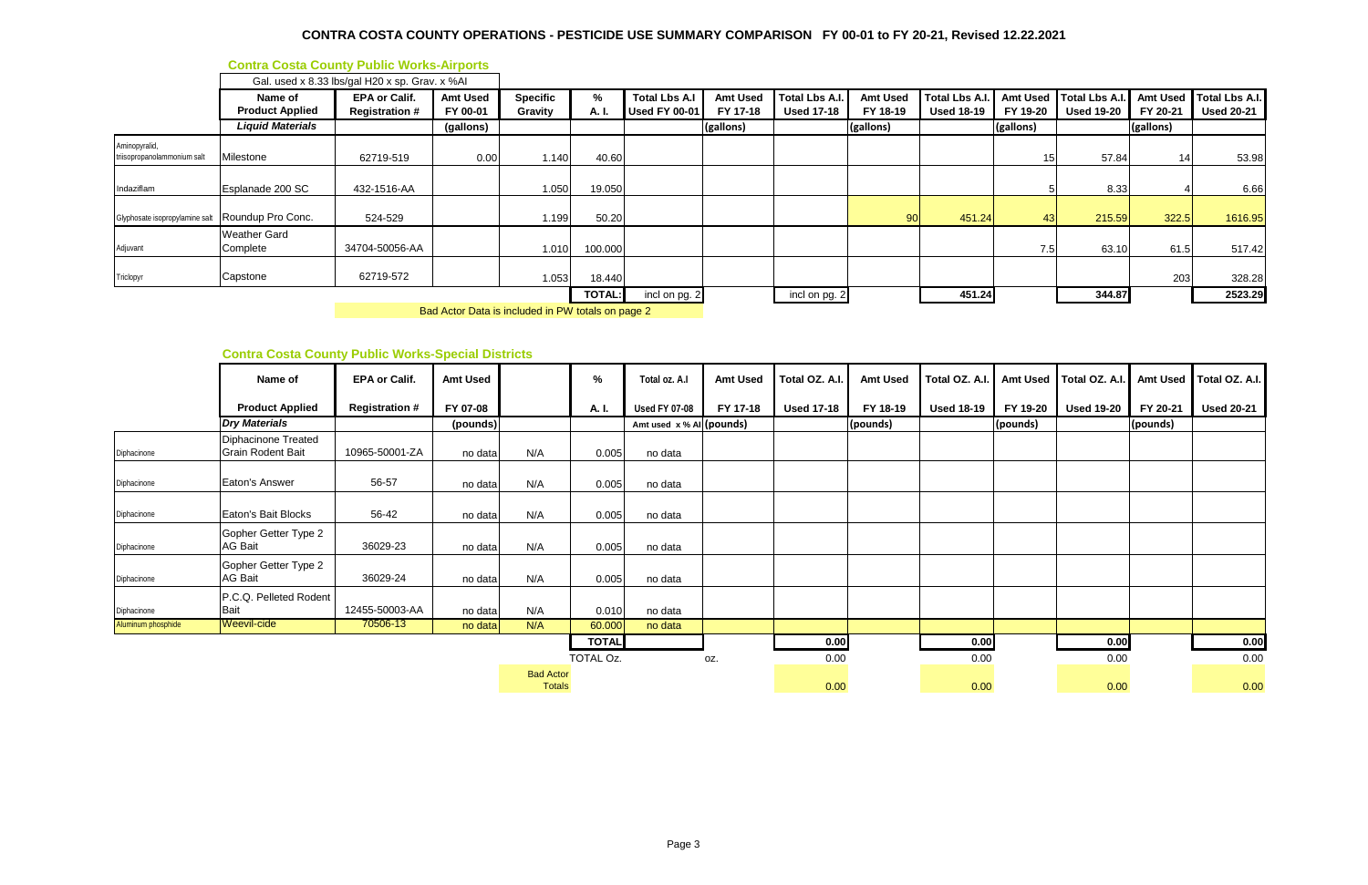# CONTRA COSTA COUNTY OPERATIONS - PESTICIDE USE SUMMARY COMPARISON FY 00-01 to FY 20-21, Revised 12.22.2021

## Contra Costa County Public Works-Airports

Gal. used x 8.33 lbs/gal H20 x sp. Grav. x %AI

| | Name of Product Applied | EPA or Calif. Registration # | Amt Used FY 00-01 | Specific Gravity | % A. I. | Total Lbs A.I Used FY 00-01 | Amt Used FY 17-18 | Total Lbs A.I. Used 17-18 | Amt Used FY 18-19 | Total Lbs A.I. Used 18-19 | Amt Used FY 19-20 | Total Lbs A.I. Used 19-20 | Amt Used FY 20-21 | Total Lbs A.I. Used 20-21 |
|---|---|---|---|---|---|---|---|---|---|---|---|---|---|---|
| | *Liquid Materials* | | (gallons) | | | | (gallons) | | (gallons) | | (gallons) | | (gallons) | |
| Aminopyralid, triisopropanolammonium salt | Milestone | 62719-519 | 0.00 | 1.140 | 40.60 | | | | | | 15 | 57.84 | 14 | 53.98 |
| Indaziflam | Esplanade 200 SC | 432-1516-AA | | 1.050 | 19.050 | | | | | | 5 | 8.33 | 4 | 6.66 |
| Glyphosate isopropylamine salt | Roundup Pro Conc. | 524-529 | | 1.199 | 50.20 | | | | 90 | 451.24 | 43 | 215.59 | 322.5 | 1616.95 |
| Adjuvant | Weather Gard Complete | 34704-50056-AA | | 1.010 | 100.000 | | | | | | 7.5 | 63.10 | 61.5 | 517.42 |
| Triclopyr | Capstone | 62719-572 | | 1.053 | 18.440 | | | | | | | | 203 | 328.28 |
| | | | | | **TOTAL:** | incl on pg. 2 | | incl on pg. 2 | | **451.24** | | **344.87** | | **2523.29** |

Bad Actor Data is included in PW totals on page 2

## Contra Costa County Public Works-Special Districts

| | Name of Product Applied | EPA or Calif. Registration # | Amt Used FY 07-08 | | % A. I. | Total oz. A.I Used FY 07-08 | Amt Used FY 17-18 | Total OZ. A.I. Used 17-18 | Amt Used FY 18-19 | Total OZ. A.I. Used 18-19 | Amt Used FY 19-20 | Total OZ. A.I. Used 19-20 | Amt Used FY 20-21 | Total OZ. A.I. Used 20-21 |
|---|---|---|---|---|---|---|---|---|---|---|---|---|---|---|
| | *Dry Materials* | | (pounds) | | | Amt used x % AI | (pounds) | | (pounds) | | (pounds) | | (pounds) | |
| Diphacinone | Diphacinone Treated Grain Rodent Bait | 10965-50001-ZA | no data | N/A | 0.005 | no data | | | | | | | | |
| Diphacinone | Eaton's Answer | 56-57 | no data | N/A | 0.005 | no data | | | | | | | | |
| Diphacinone | Eaton's Bait Blocks | 56-42 | no data | N/A | 0.005 | no data | | | | | | | | |
| Diphacinone | Gopher Getter Type 2 AG Bait | 36029-23 | no data | N/A | 0.005 | no data | | | | | | | | |
| Diphacinone | Gopher Getter Type 2 AG Bait | 36029-24 | no data | N/A | 0.005 | no data | | | | | | | | |
| Diphacinone | P.C.Q. Pelleted Rodent Bait | 12455-50003-AA | no data | N/A | 0.010 | no data | | | | | | | | |
| Aluminum phosphide | Weevil-cide | 70506-13 | no data | N/A | 60.000 | no data | | | | | | | | |
| | | | | | **TOTAL** | | | **0.00** | | **0.00** | | **0.00** | | **0.00** |
| | | | | | TOTAL Oz. | | oz. | 0.00 | | 0.00 | | 0.00 | | 0.00 |
| | | | | Bad Actor Totals | | | | 0.00 | | 0.00 | | 0.00 | | 0.00 |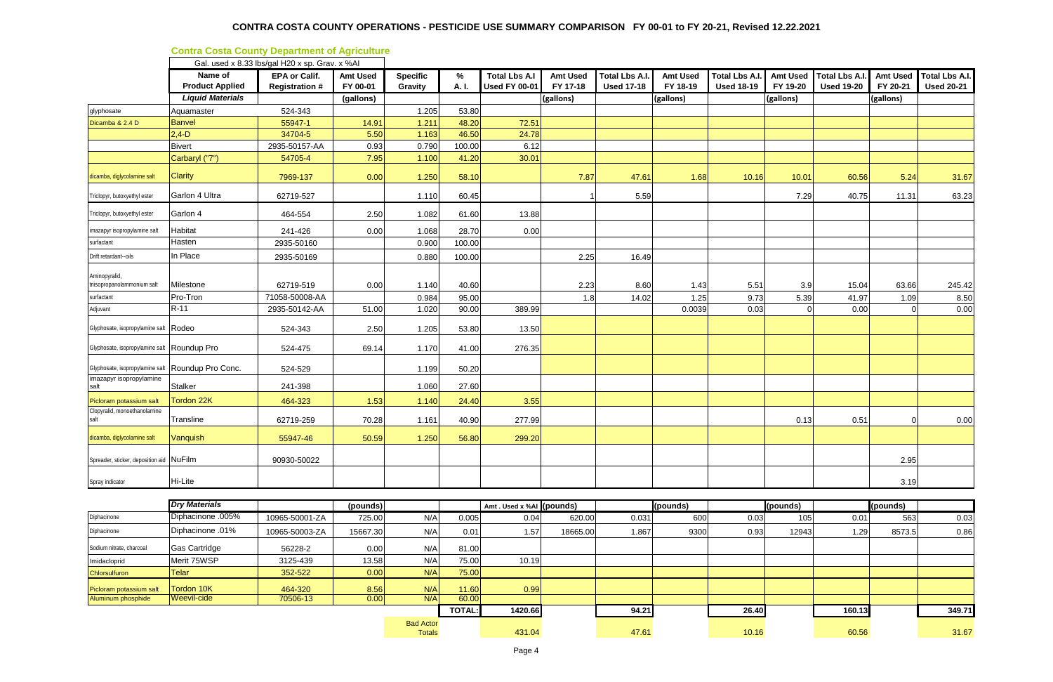# CONTRA COSTA COUNTY OPERATIONS - PESTICIDE USE SUMMARY COMPARISON FY 00-01 to FY 20-21, Revised 12.22.2021

**Contra Costa County Department of Agriculture**

Gal. used x 8.33 lbs/gal H20 x sp. Grav. x %AI

| | Name of Product Applied | EPA or Calif. Registration # | Amt Used FY 00-01 | Specific Gravity | % A. I. | Total Lbs A.I Used FY 00-01 | Amt Used FY 17-18 | Total Lbs A.I. Used 17-18 | Amt Used FY 18-19 | Total Lbs A.I. Used 18-19 | Amt Used FY 19-20 | Total Lbs A.I. Used 19-20 | Amt Used FY 20-21 | Total Lbs A.I. Used 20-21 |
|---|---|---|---|---|---|---|---|---|---|---|---|---|---|---|
| | *Liquid Materials* | | (gallons) | | | | (gallons) | | (gallons) | | (gallons) | | (gallons) | |
| glyphosate | Aquamaster | 524-343 | | 1.205 | 53.80 | | | | | | | | | |
| Dicamba & 2.4 D | Banvel | 55947-1 | 14.91 | 1.211 | 48.20 | 72.51 | | | | | | | | |
| | 2,4-D | 34704-5 | 5.50 | 1.163 | 46.50 | 24.78 | | | | | | | | |
| | Bivert | 2935-50157-AA | 0.93 | 0.790 | 100.00 | 6.12 | | | | | | | | |
| | Carbaryl ("7") | 54705-4 | 7.95 | 1.100 | 41.20 | 30.01 | | | | | | | | |
| dicamba, diglycolamine salt | Clarity | 7969-137 | 0.00 | 1.250 | 58.10 | | 7.87 | 47.61 | 1.68 | 10.16 | 10.01 | 60.56 | 5.24 | 31.67 |
| Triclopyr, butoxyethyl ester | Garlon 4 Ultra | 62719-527 | | 1.110 | 60.45 | | 1 | 5.59 | | | 7.29 | 40.75 | 11.31 | 63.23 |
| Triclopyr, butoxyethyl ester | Garlon 4 | 464-554 | 2.50 | 1.082 | 61.60 | 13.88 | | | | | | | | |
| imazapyr isopropylamine salt | Habitat | 241-426 | 0.00 | 1.068 | 28.70 | 0.00 | | | | | | | | |
| surfactant | Hasten | 2935-50160 | | 0.900 | 100.00 | | | | | | | | | |
| Drift retardant--oils | In Place | 2935-50169 | | 0.880 | 100.00 | | 2.25 | 16.49 | | | | | | |
| Aminopyralid, triisopropanolammonium salt | Milestone | 62719-519 | 0.00 | 1.140 | 40.60 | | 2.23 | 8.60 | 1.43 | 5.51 | 3.9 | 15.04 | 63.66 | 245.42 |
| surfactant | Pro-Tron | 71058-50008-AA | | 0.984 | 95.00 | | 1.8 | 14.02 | 1.25 | 9.73 | 5.39 | 41.97 | 1.09 | 8.50 |
| Adjuvant | R-11 | 2935-50142-AA | 51.00 | 1.020 | 90.00 | 389.99 | | | 0.0039 | 0.03 | 0 | 0.00 | 0 | 0.00 |
| Glyphosate, isopropylamine salt | Rodeo | 524-343 | 2.50 | 1.205 | 53.80 | 13.50 | | | | | | | | |
| Glyphosate, isopropylamine salt | Roundup Pro | 524-475 | 69.14 | 1.170 | 41.00 | 276.35 | | | | | | | | |
| Glyphosate, isopropylamine salt | Roundup Pro Conc. | 524-529 | | 1.199 | 50.20 | | | | | | | | | |
| imazapyr isopropylamine salt | Stalker | 241-398 | | 1.060 | 27.60 | | | | | | | | | |
| Picloram potassium salt | Tordon 22K | 464-323 | 1.53 | 1.140 | 24.40 | 3.55 | | | | | | | | |
| Clopyralid, monoethanolamine salt | Transline | 62719-259 | 70.28 | 1.161 | 40.90 | 277.99 | | | | | 0.13 | 0.51 | 0 | 0.00 |
| dicamba, diglycolamine salt | Vanquish | 55947-46 | 50.59 | 1.250 | 56.80 | 299.20 | | | | | | | | |
| Spreader, sticker, deposition aid | NuFilm | 90930-50022 | | | | | | | | | | | 2.95 | |
| Spray indicator | Hi-Lite | | | | | | | | | | | | 3.19 | |
| | *Dry Materials* | | (pounds) | | | Amt . Used x %AI | (pounds) | | (pounds) | | (pounds) | | (pounds) | |
| Diphacinone | Diphacinone .005% | 10965-50001-ZA | 725.00 | N/A | 0.005 | 0.04 | 620.00 | 0.031 | 600 | 0.03 | 105 | 0.01 | 563 | 0.03 |
| Diphacinone | Diphacinone .01% | 10965-50003-ZA | 15667.30 | N/A | 0.01 | 1.57 | 18665.00 | 1.867 | 9300 | 0.93 | 12943 | 1.29 | 8573.5 | 0.86 |
| Sodium nitrate, charcoal | Gas Cartridge | 56228-2 | 0.00 | N/A | 81.00 | | | | | | | | | |
| Imidacloprid | Merit 75WSP | 3125-439 | 13.58 | N/A | 75.00 | 10.19 | | | | | | | | |
| Chlorsulfuron | Telar | 352-522 | 0.00 | N/A | 75.00 | | | | | | | | | |
| Picloram potassium salt | Tordon 10K | 464-320 | 8.56 | N/A | 11.60 | 0.99 | | | | | | | | |
| Aluminum phosphide | Weevil-cide | 70506-13 | 0.00 | N/A | 60.00 | | | | | | | | | |
| | | | | | TOTAL: | 1420.66 | | 94.21 | | 26.40 | | 160.13 | | 349.71 |
| | | | | Bad Actor Totals | | 431.04 | | 47.61 | | 10.16 | | 60.56 | | 31.67 |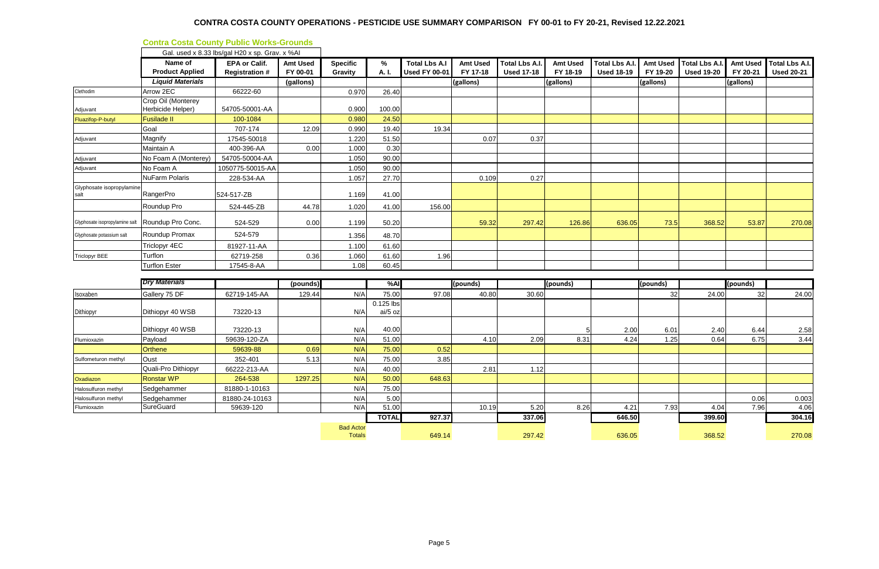## CONTRA COSTA COUNTY OPERATIONS - PESTICIDE USE SUMMARY COMPARISON FY 00-01 to FY 20-21, Revised 12.22.2021

### Contra Costa County Public Works-Grounds

Gal. used x 8.33 lbs/gal H20 x sp. Grav. x %AI

| | Name of Product Applied | EPA or Calif. Registration # | Amt Used FY 00-01 | Specific Gravity | % A. I. | Total Lbs A.I Used FY 00-01 | Amt Used FY 17-18 | Total Lbs A.I. Used 17-18 | Amt Used FY 18-19 | Total Lbs A.I. Used 18-19 | Amt Used FY 19-20 | Total Lbs A.I. Used 19-20 | Amt Used FY 20-21 | Total Lbs A.I. Used 20-21 |
|---|---|---|---|---|---|---|---|---|---|---|---|---|---|---|
| | ***Liquid Materials*** | | (gallons) | | | | (gallons) | | (gallons) | | (gallons) | | (gallons) | |
| Clethodim | Arrow 2EC | 66222-60 | | 0.970 | 26.40 | | | | | | | | | |
| Adjuvant | Crop Oil (Monterey Herbicide Helper) | 54705-50001-AA | | 0.900 | 100.00 | | | | | | | | | |
| Fluazifop-P-butyl | Fusilade II | 100-1084 | | 0.980 | 24.50 | | | | | | | | | |
| | Goal | 707-174 | 12.09 | 0.990 | 19.40 | 19.34 | | | | | | | | |
| Adjuvant | Magnify | 17545-50018 | | 1.220 | 51.50 | | 0.07 | 0.37 | | | | | | |
| | Maintain A | 400-396-AA | 0.00 | 1.000 | 0.30 | | | | | | | | | |
| Adjuvant | No Foam A (Monterey) | 54705-50004-AA | | 1.050 | 90.00 | | | | | | | | | |
| Adjuvant | No Foam A | 1050775-50015-AA | | 1.050 | 90.00 | | | | | | | | | |
| | NuFarm Polaris | 228-534-AA | | 1.057 | 27.70 | | 0.109 | 0.27 | | | | | | |
| Glyphosate isopropylamine salt | RangerPro | 524-517-ZB | | 1.169 | 41.00 | | | | | | | | | |
| | Roundup Pro | 524-445-ZB | 44.78 | 1.020 | 41.00 | 156.00 | | | | | | | | |
| Glyphosate isopropylamine salt | Roundup Pro Conc. | 524-529 | 0.00 | 1.199 | 50.20 | | 59.32 | 297.42 | 126.86 | 636.05 | 73.5 | 368.52 | 53.87 | 270.08 |
| Glyphosate potassium salt | Roundup Promax | 524-579 | | 1.356 | 48.70 | | | | | | | | | |
| | Triclopyr 4EC | 81927-11-AA | | 1.100 | 61.60 | | | | | | | | | |
| Triclopyr BEE | Turflon | 62719-258 | 0.36 | 1.060 | 61.60 | 1.96 | | | | | | | | |
| | Turflon Ester | 17545-8-AA | | 1.08 | 60.45 | | | | | | | | | |
| | ***Dry Materials*** | | (pounds) | | %AI | | (pounds) | | (pounds) | | (pounds) | | (pounds) | |
| Isoxaben | Gallery 75 DF | 62719-145-AA | 129.44 | N/A | 75.00 | 97.08 | 40.80 | 30.60 | | | 32 | 24.00 | 32 | 24.00 |
| Dithiopyr | Dithiopyr 40 WSB | 73220-13 | | N/A | 0.125 lbs ai/5 oz | | | | | | | | | |
| | Dithiopyr 40 WSB | 73220-13 | | N/A | 40.00 | | | | 5 | 2.00 | 6.01 | 2.40 | 6.44 | 2.58 |
| Flumioxazin | Payload | 59639-120-ZA | | N/A | 51.00 | | 4.10 | 2.09 | 8.31 | 4.24 | 1.25 | 0.64 | 6.75 | 3.44 |
| | Orthene | 59639-88 | 0.69 | N/A | 75.00 | 0.52 | | | | | | | | |
| Sulfometuron methyl | Oust | 352-401 | 5.13 | N/A | 75.00 | 3.85 | | | | | | | | |
| | Quali-Pro Dithiopyr | 66222-213-AA | | N/A | 40.00 | | 2.81 | 1.12 | | | | | | |
| Oxadiazon | Ronstar WP | 264-538 | 1297.25 | N/A | 50.00 | 648.63 | | | | | | | | |
| Halosulfuron methyl | Sedgehammer | 81880-1-10163 | | N/A | 75.00 | | | | | | | | | |
| Halosulfuron methyl | Sedgehammer | 81880-24-10163 | | N/A | 5.00 | | | | | | | | 0.06 | 0.003 |
| Flumioxazin | SureGuard | 59639-120 | | N/A | 51.00 | | 10.19 | 5.20 | 8.26 | 4.21 | 7.93 | 4.04 | 7.96 | 4.06 |
| | | | | | **TOTAL** | **927.37** | | **337.06** | | **646.50** | | **399.60** | | **304.16** |
| | | | | Bad Actor Totals | | 649.14 | | 297.42 | | 636.05 | | 368.52 | | 270.08 |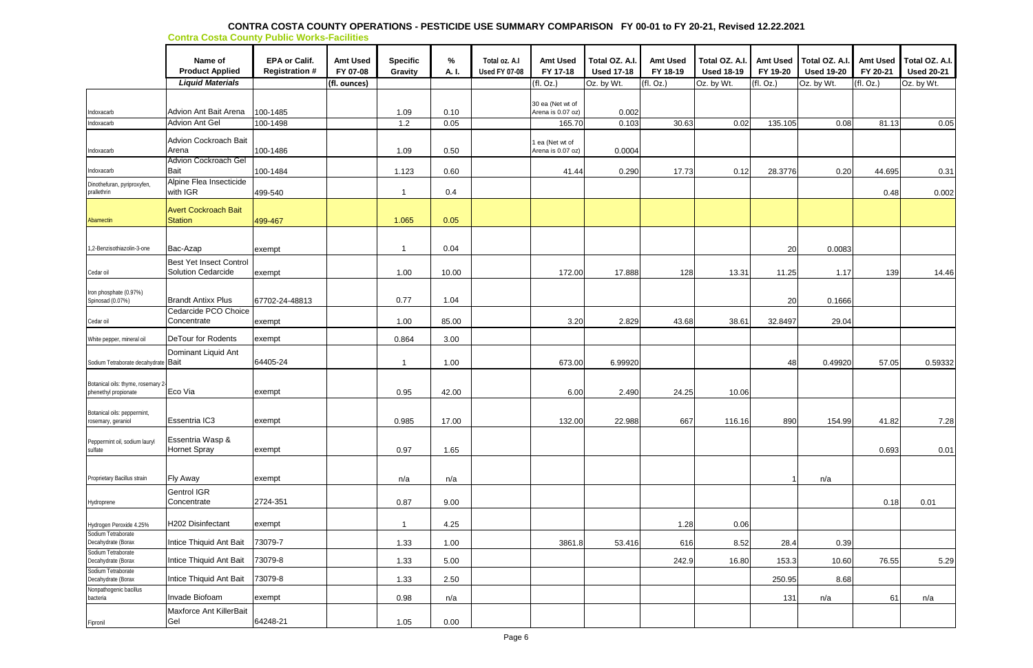# CONTRA COSTA COUNTY OPERATIONS - PESTICIDE USE SUMMARY COMPARISON FY 00-01 to FY 20-21, Revised 12.22.2021

## Contra Costa County Public Works-Facilities

| | Name of Product Applied | EPA or Calif. Registration # | Amt Used FY 07-08 | Specific Gravity | % A. I. | Total oz. A.I Used FY 07-08 | Amt Used FY 17-18 | Total OZ. A.I. Used 17-18 | Amt Used FY 18-19 | Total OZ. A.I. Used 18-19 | Amt Used FY 19-20 | Total OZ. A.I. Used 19-20 | Amt Used FY 20-21 | Total OZ. A.I. Used 20-21 |
|---|---|---|---|---|---|---|---|---|---|---|---|---|---|---|
| | *Liquid Materials* | | (fl. ounces) | | | | (fl. Oz.) | Oz. by Wt. | (fl. Oz.) | Oz. by Wt. | (fl. Oz.) | Oz. by Wt. | (fl. Oz.) | Oz. by Wt. |
| Indoxacarb | Advion Ant Bait Arena | 100-1485 | | 1.09 | 0.10 | | 30 ea (Net wt of Arena is 0.07 oz) | 0.002 | | | | | | |
| Indoxacarb | Advion Ant Gel | 100-1498 | | 1.2 | 0.05 | | 165.70 | 0.103 | 30.63 | 0.02 | 135.105 | 0.08 | 81.13 | 0.05 |
| Indoxacarb | Advion Cockroach Bait Arena | 100-1486 | | 1.09 | 0.50 | | 1 ea (Net wt of Arena is 0.07 oz) | 0.0004 | | | | | | |
| Indoxacarb | Advion Cockroach Gel Bait | 100-1484 | | 1.123 | 0.60 | | 41.44 | 0.290 | 17.73 | 0.12 | 28.3776 | 0.20 | 44.695 | 0.31 |
| Dinothefuran, pyriproxyfen, prallethrin | Alpine Flea Insecticide with IGR | 499-540 | | 1 | 0.4 | | | | | | | | 0.48 | 0.002 |
| Abamectin | Avert Cockroach Bait Station | 499-467 | | 1.065 | 0.05 | | | | | | | | | |
| 1,2-Benzisothiazolin-3-one | Bac-Azap | exempt | | 1 | 0.04 | | | | | | 20 | 0.0083 | | |
| Cedar oil | Best Yet Insect Control Solution Cedarcide | exempt | | 1.00 | 10.00 | | 172.00 | 17.888 | 128 | 13.31 | 11.25 | 1.17 | 139 | 14.46 |
| Iron phosphate (0.97%) Spinosad (0.07%) | Brandt Antixx Plus | 67702-24-48813 | | 0.77 | 1.04 | | | | | | 20 | 0.1666 | | |
| Cedar oil | Cedarcide PCO Choice Concentrate | exempt | | 1.00 | 85.00 | | 3.20 | 2.829 | 43.68 | 38.61 | 32.8497 | 29.04 | | |
| White pepper, mineral oil | DeTour for Rodents | exempt | | 0.864 | 3.00 | | | | | | | | | |
| Sodium Tetraborate decahydrate | Dominant Liquid Ant Bait | 64405-24 | | 1 | 1.00 | | 673.00 | 6.99920 | | | 48 | 0.49920 | 57.05 | 0.59332 |
| Botanical oils: thyme, rosemary 2-phenethyl propionate | Eco Via | exempt | | 0.95 | 42.00 | | 6.00 | 2.490 | 24.25 | 10.06 | | | | |
| Botanical oils: peppermint, rosemary, geraniol | Essentria IC3 | exempt | | 0.985 | 17.00 | | 132.00 | 22.988 | 667 | 116.16 | 890 | 154.99 | 41.82 | 7.28 |
| Peppermint oil, sodium lauryl sulfate | Essentria Wasp & Hornet Spray | exempt | | 0.97 | 1.65 | | | | | | | | 0.693 | 0.01 |
| Proprietary Bacillus strain | Fly Away | exempt | | n/a | n/a | | | | | | 1 | n/a | | |
| Hydroprene | Gentrol IGR Concentrate | 2724-351 | | 0.87 | 9.00 | | | | | | | | 0.18 | 0.01 |
| Hydrogen Peroxide 4.25% | H202 Disinfectant | exempt | | 1 | 4.25 | | | | 1.28 | 0.06 | | | | |
| Sodium Tetraborate Decahydrate (Borax | Intice Thiquid Ant Bait | 73079-7 | | 1.33 | 1.00 | | 3861.8 | 53.416 | 616 | 8.52 | 28.4 | 0.39 | | |
| Sodium Tetraborate Decahydrate (Borax | Intice Thiquid Ant Bait | 73079-8 | | 1.33 | 5.00 | | | | 242.9 | 16.80 | 153.3 | 10.60 | 76.55 | 5.29 |
| Sodium Tetraborate Decahydrate (Borax | Intice Thiquid Ant Bait | 73079-8 | | 1.33 | 2.50 | | | | | | 250.95 | 8.68 | | |
| Nonpathogenic bacillus bacteria | Invade Biofoam | exempt | | 0.98 | n/a | | | | | | 131 | n/a | 61 | n/a |
| Fipronil | Maxforce Ant KillerBait Gel | 64248-21 | | 1.05 | 0.00 | | | | | | | | | |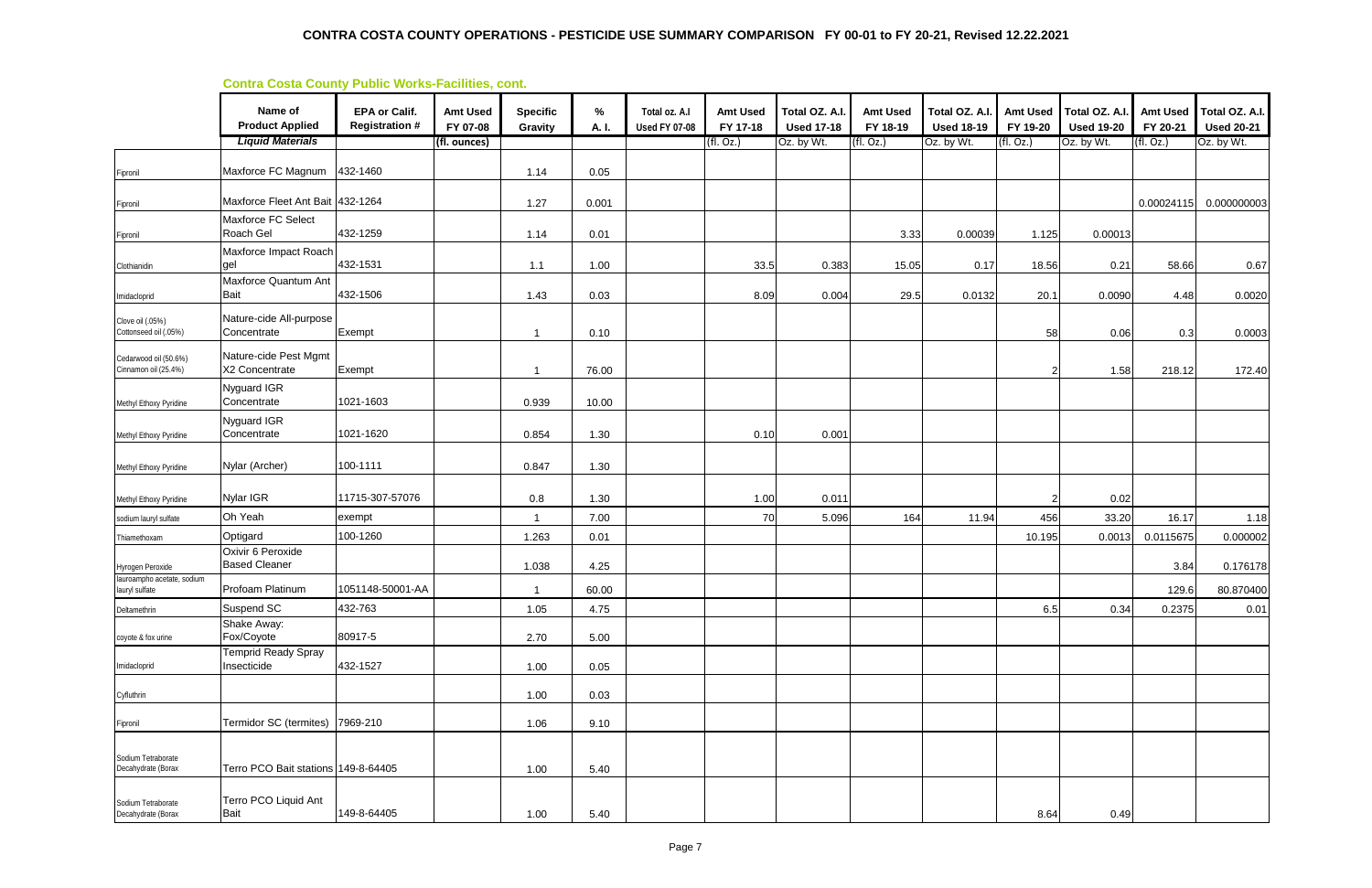# CONTRA COSTA COUNTY OPERATIONS - PESTICIDE USE SUMMARY COMPARISON FY 00-01 to FY 20-21, Revised 12.22.2021

## Contra Costa County Public Works-Facilities, cont.

| | Name of Product Applied | EPA or Calif. Registration # | Amt Used FY 07-08 | Specific Gravity | % A. I. | Total oz. A.I Used FY 07-08 | Amt Used FY 17-18 | Total OZ. A.I. Used 17-18 | Amt Used FY 18-19 | Total OZ. A.I. Used 18-19 | Amt Used FY 19-20 | Total OZ. A.I. Used 19-20 | Amt Used FY 20-21 | Total OZ. A.I. Used 20-21 |
|---|---|---|---|---|---|---|---|---|---|---|---|---|---|---|
| | *Liquid Materials* | | (fl. ounces) | | | | (fl. Oz.) | Oz. by Wt. | (fl. Oz.) | Oz. by Wt. | (fl. Oz.) | Oz. by Wt. | (fl. Oz.) | Oz. by Wt. |
| Fipronil | Maxforce FC Magnum | 432-1460 | | 1.14 | 0.05 | | | | | | | | | |
| Fipronil | Maxforce Fleet Ant Bait | 432-1264 | | 1.27 | 0.001 | | | | | | | | 0.00024115 | 0.000000003 |
| Fipronil | Maxforce FC Select Roach Gel | 432-1259 | | 1.14 | 0.01 | | | | 3.33 | 0.00039 | 1.125 | 0.00013 | | |
| Clothianidin | Maxforce Impact Roach gel | 432-1531 | | 1.1 | 1.00 | | 33.5 | 0.383 | 15.05 | 0.17 | 18.56 | 0.21 | 58.66 | 0.67 |
| Imidacloprid | Maxforce Quantum Ant Bait | 432-1506 | | 1.43 | 0.03 | | 8.09 | 0.004 | 29.5 | 0.0132 | 20.1 | 0.0090 | 4.48 | 0.0020 |
| Clove oil (.05%) Cottonseed oil (.05%) | Nature-cide All-purpose Concentrate | Exempt | | 1 | 0.10 | | | | | | 58 | 0.06 | 0.3 | 0.0003 |
| Cedarwood oil (50.6%) Cinnamon oil (25.4%) | Nature-cide Pest Mgmt X2 Concentrate | Exempt | | 1 | 76.00 | | | | | | 2 | 1.58 | 218.12 | 172.40 |
| Methyl Ethoxy Pyridine | Nyguard IGR Concentrate | 1021-1603 | | 0.939 | 10.00 | | | | | | | | | |
| Methyl Ethoxy Pyridine | Nyguard IGR Concentrate | 1021-1620 | | 0.854 | 1.30 | | 0.10 | 0.001 | | | | | | |
| Methyl Ethoxy Pyridine | Nylar (Archer) | 100-1111 | | 0.847 | 1.30 | | | | | | | | | |
| Methyl Ethoxy Pyridine | Nylar IGR | 11715-307-57076 | | 0.8 | 1.30 | | 1.00 | 0.011 | | | 2 | 0.02 | | |
| sodium lauryl sulfate | Oh Yeah | exempt | | 1 | 7.00 | | 70 | 5.096 | 164 | 11.94 | 456 | 33.20 | 16.17 | 1.18 |
| Thiamethoxam | Optigard | 100-1260 | | 1.263 | 0.01 | | | | | | 10.195 | 0.0013 | 0.0115675 | 0.000002 |
| Hyrogen Peroxide | Oxivir 6 Peroxide Based Cleaner | | | 1.038 | 4.25 | | | | | | | | 3.84 | 0.176178 |
| lauroampho acetate, sodium lauryl sulfate | Profoam Platinum | 1051148-50001-AA | | 1 | 60.00 | | | | | | | | 129.6 | 80.870400 |
| Deltamethrin | Suspend SC | 432-763 | | 1.05 | 4.75 | | | | | | 6.5 | 0.34 | 0.2375 | 0.01 |
| coyote & fox urine | Shake Away: Fox/Coyote | 80917-5 | | 2.70 | 5.00 | | | | | | | | | |
| Imidacloprid | Temprid Ready Spray Insecticide | 432-1527 | | 1.00 | 0.05 | | | | | | | | | |
| Cyfluthrin | | | | 1.00 | 0.03 | | | | | | | | | |
| Fipronil | Termidor SC (termites) | 7969-210 | | 1.06 | 9.10 | | | | | | | | | |
| Sodium Tetraborate Decahydrate (Borax | Terro PCO Bait stations | 149-8-64405 | | 1.00 | 5.40 | | | | | | | | | |
| Sodium Tetraborate Decahydrate (Borax | Terro PCO Liquid Ant Bait | 149-8-64405 | | 1.00 | 5.40 | | | | | | 8.64 | 0.49 | | |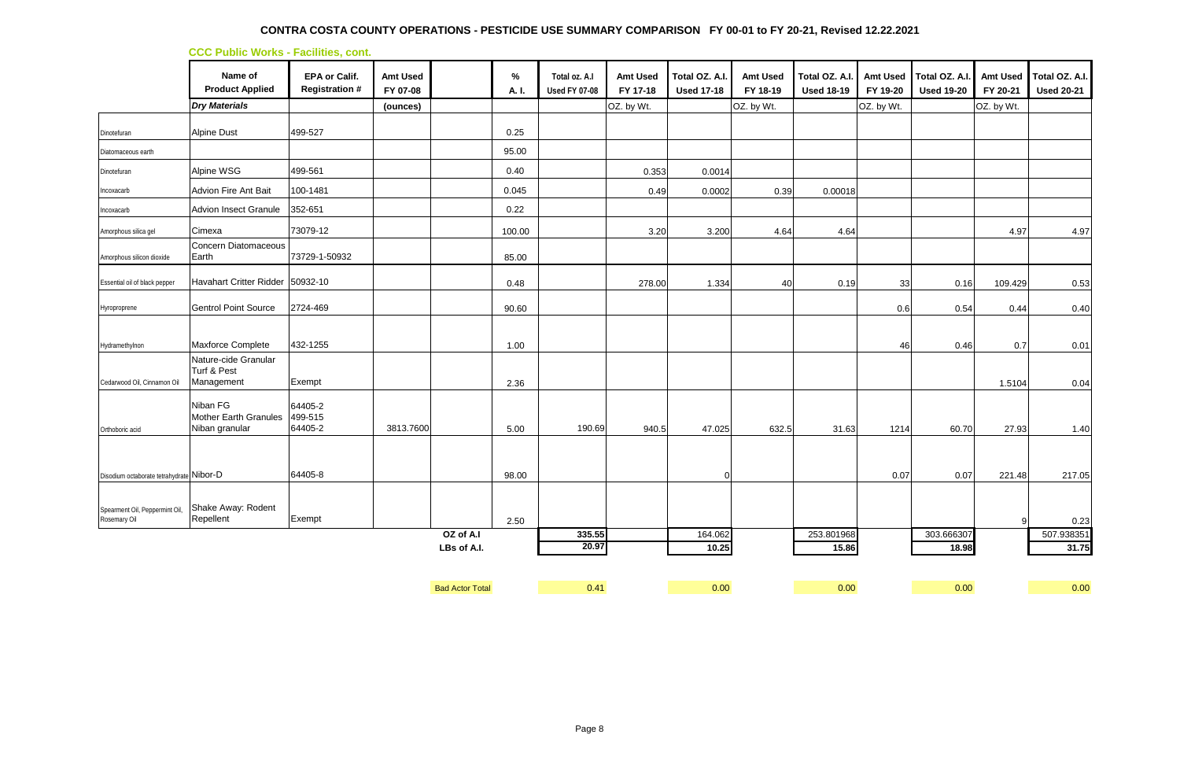## CONTRA COSTA COUNTY OPERATIONS - PESTICIDE USE SUMMARY COMPARISON FY 00-01 to FY 20-21, Revised 12.22.2021

**CCC Public Works - Facilities, cont.**

| | Name of Product Applied | EPA or Calif. Registration # | Amt Used FY 07-08 | | % A. I. | Total oz. A.I Used FY 07-08 | Amt Used FY 17-18 | Total OZ. A.I. Used 17-18 | Amt Used FY 18-19 | Total OZ. A.I. Used 18-19 | Amt Used FY 19-20 | Total OZ. A.I. Used 19-20 | Amt Used FY 20-21 | Total OZ. A.I. Used 20-21 |
|---|---|---|---|---|---|---|---|---|---|---|---|---|---|---|
| | *Dry Materials* | | (ounces) | | | | OZ. by Wt. | | OZ. by Wt. | | OZ. by Wt. | | OZ. by Wt. | |
| Dinotefuran | Alpine Dust | 499-527 | | | 0.25 | | | | | | | | | |
| Diatomaceous earth | | | | | 95.00 | | | | | | | | | |
| Dinotefuran | Alpine WSG | 499-561 | | | 0.40 | | 0.353 | 0.0014 | | | | | | |
| Incoxacarb | Advion Fire Ant Bait | 100-1481 | | | 0.045 | | 0.49 | 0.0002 | 0.39 | 0.00018 | | | | |
| Incoxacarb | Advion Insect Granule | 352-651 | | | 0.22 | | | | | | | | | |
| Amorphous silica gel | Cimexa | 73079-12 | | | 100.00 | | 3.20 | 3.200 | 4.64 | 4.64 | | | 4.97 | 4.97 |
| Amorphous silicon dioxide | Concern Diatomaceous Earth | 73729-1-50932 | | | 85.00 | | | | | | | | | |
| Essential oil of black pepper | Havahart Critter Ridder | 50932-10 | | | 0.48 | | 278.00 | 1.334 | 40 | 0.19 | 33 | 0.16 | 109.429 | 0.53 |
| Hyroproprene | Gentrol Point Source | 2724-469 | | | 90.60 | | | | | | 0.6 | 0.54 | 0.44 | 0.40 |
| Hydramethylnon | Maxforce Complete | 432-1255 | | | 1.00 | | | | | | 46 | 0.46 | 0.7 | 0.01 |
| Cedarwood Oil, Cinnamon Oil | Nature-cide Granular Turf & Pest Management | Exempt | | | 2.36 | | | | | | | | 1.5104 | 0.04 |
| Orthoboric acid | Niban FG<br>Mother Earth Granules<br>Niban granular | 64405-2<br>499-515<br>64405-2 | 3813.7600 | | 5.00 | 190.69 | 940.5 | 47.025 | 632.5 | 31.63 | 1214 | 60.70 | 27.93 | 1.40 |
| Disodium octaborate tetrahydrate | Nibor-D | 64405-8 | | | 98.00 | | | 0 | | | 0.07 | 0.07 | 221.48 | 217.05 |
| Spearment Oil, Peppermint Oil, Rosemary Oil | Shake Away: Rodent Repellent | Exempt | | | 2.50 | | | | | | | | 9 | 0.23 |
| | | | | OZ of A.I | | 335.55 | | 164.062 | | 253.801968 | | 303.666307 | | 507.938351 |
| | | | | LBs of A.I. | | 20.97 | | 10.25 | | 15.86 | | 18.98 | | 31.75 |
| | | | | Bad Actor Total | | 0.41 | | 0.00 | | 0.00 | | 0.00 | | 0.00 |